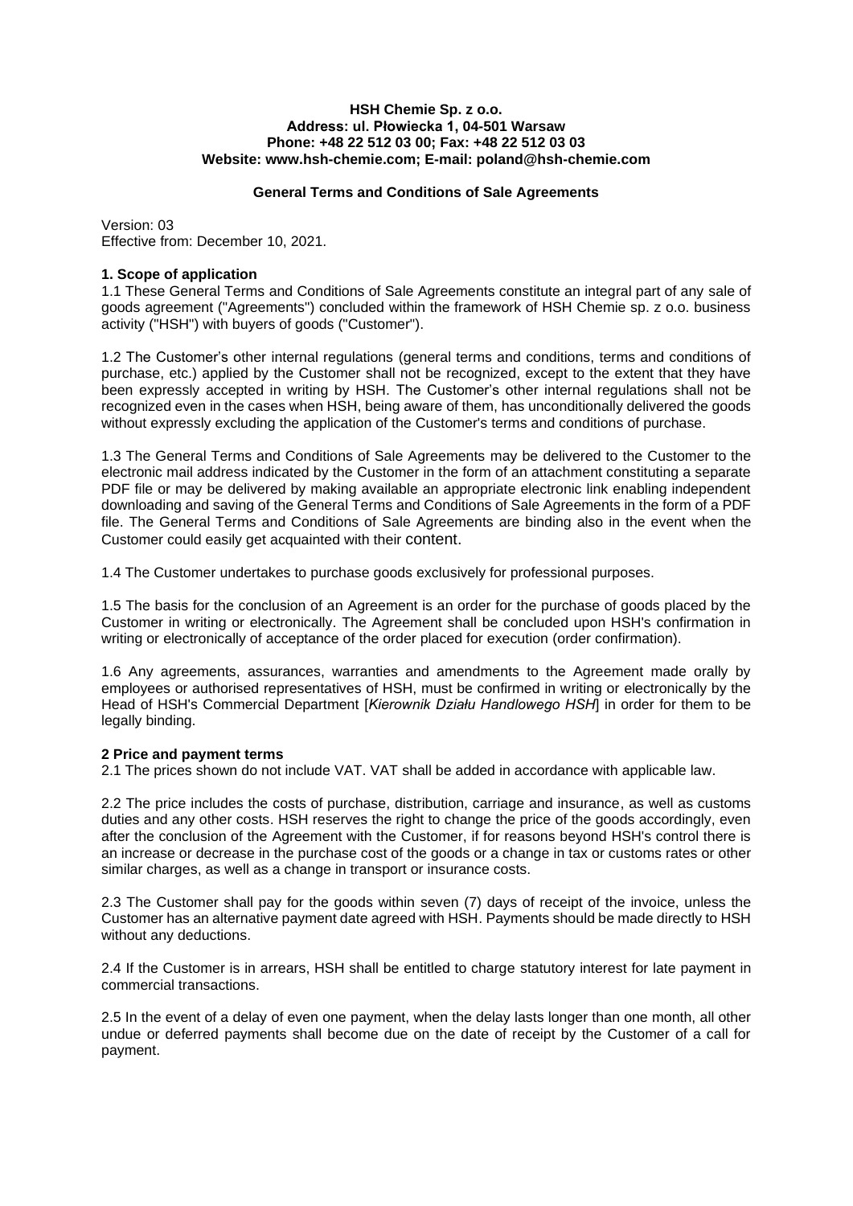**HSH Chemie Sp. z o.o.**
**Address: ul. Płowiecka 1, 04-501 Warsaw**
**Phone: +48 22 512 03 00; Fax: +48 22 512 03 03**
**Website: www.hsh-chemie.com; E-mail: poland@hsh-chemie.com**

## General Terms and Conditions of Sale Agreements

Version: 03
Effective from: December 10, 2021.

### 1. Scope of application

1.1 These General Terms and Conditions of Sale Agreements constitute an integral part of any sale of goods agreement ("Agreements") concluded within the framework of HSH Chemie sp. z o.o. business activity ("HSH") with buyers of goods ("Customer").

1.2 The Customer's other internal regulations (general terms and conditions, terms and conditions of purchase, etc.) applied by the Customer shall not be recognized, except to the extent that they have been expressly accepted in writing by HSH. The Customer's other internal regulations shall not be recognized even in the cases when HSH, being aware of them, has unconditionally delivered the goods without expressly excluding the application of the Customer's terms and conditions of purchase.

1.3 The General Terms and Conditions of Sale Agreements may be delivered to the Customer to the electronic mail address indicated by the Customer in the form of an attachment constituting a separate PDF file or may be delivered by making available an appropriate electronic link enabling independent downloading and saving of the General Terms and Conditions of Sale Agreements in the form of a PDF file. The General Terms and Conditions of Sale Agreements are binding also in the event when the Customer could easily get acquainted with their content.

1.4 The Customer undertakes to purchase goods exclusively for professional purposes.

1.5 The basis for the conclusion of an Agreement is an order for the purchase of goods placed by the Customer in writing or electronically. The Agreement shall be concluded upon HSH's confirmation in writing or electronically of acceptance of the order placed for execution (order confirmation).

1.6 Any agreements, assurances, warranties and amendments to the Agreement made orally by employees or authorised representatives of HSH, must be confirmed in writing or electronically by the Head of HSH's Commercial Department [*Kierownik Działu Handlowego HSH*] in order for them to be legally binding.

### 2 Price and payment terms

2.1 The prices shown do not include VAT. VAT shall be added in accordance with applicable law.

2.2 The price includes the costs of purchase, distribution, carriage and insurance, as well as customs duties and any other costs. HSH reserves the right to change the price of the goods accordingly, even after the conclusion of the Agreement with the Customer, if for reasons beyond HSH's control there is an increase or decrease in the purchase cost of the goods or a change in tax or customs rates or other similar charges, as well as a change in transport or insurance costs.

2.3 The Customer shall pay for the goods within seven (7) days of receipt of the invoice, unless the Customer has an alternative payment date agreed with HSH. Payments should be made directly to HSH without any deductions.

2.4 If the Customer is in arrears, HSH shall be entitled to charge statutory interest for late payment in commercial transactions.

2.5 In the event of a delay of even one payment, when the delay lasts longer than one month, all other undue or deferred payments shall become due on the date of receipt by the Customer of a call for payment.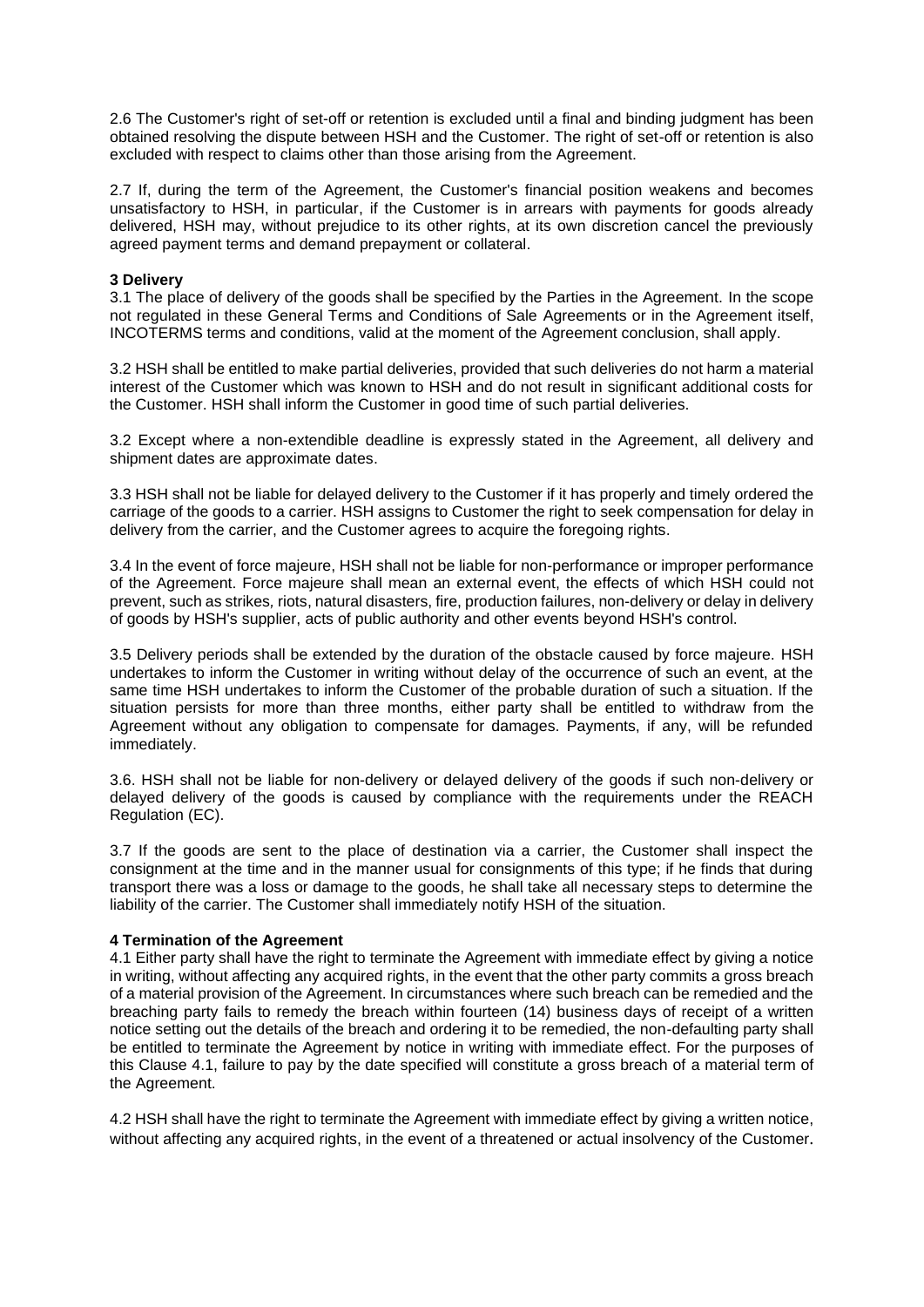2.6 The Customer's right of set-off or retention is excluded until a final and binding judgment has been obtained resolving the dispute between HSH and the Customer. The right of set-off or retention is also excluded with respect to claims other than those arising from the Agreement.

2.7 If, during the term of the Agreement, the Customer's financial position weakens and becomes unsatisfactory to HSH, in particular, if the Customer is in arrears with payments for goods already delivered, HSH may, without prejudice to its other rights, at its own discretion cancel the previously agreed payment terms and demand prepayment or collateral.

**3 Delivery**

3.1 The place of delivery of the goods shall be specified by the Parties in the Agreement. In the scope not regulated in these General Terms and Conditions of Sale Agreements or in the Agreement itself, INCOTERMS terms and conditions, valid at the moment of the Agreement conclusion, shall apply.

3.2 HSH shall be entitled to make partial deliveries, provided that such deliveries do not harm a material interest of the Customer which was known to HSH and do not result in significant additional costs for the Customer. HSH shall inform the Customer in good time of such partial deliveries.

3.2 Except where a non-extendible deadline is expressly stated in the Agreement, all delivery and shipment dates are approximate dates.

3.3 HSH shall not be liable for delayed delivery to the Customer if it has properly and timely ordered the carriage of the goods to a carrier. HSH assigns to Customer the right to seek compensation for delay in delivery from the carrier, and the Customer agrees to acquire the foregoing rights.

3.4 In the event of force majeure, HSH shall not be liable for non-performance or improper performance of the Agreement. Force majeure shall mean an external event, the effects of which HSH could not prevent, such as strikes, riots, natural disasters, fire, production failures, non-delivery or delay in delivery of goods by HSH's supplier, acts of public authority and other events beyond HSH's control.

3.5 Delivery periods shall be extended by the duration of the obstacle caused by force majeure. HSH undertakes to inform the Customer in writing without delay of the occurrence of such an event, at the same time HSH undertakes to inform the Customer of the probable duration of such a situation. If the situation persists for more than three months, either party shall be entitled to withdraw from the Agreement without any obligation to compensate for damages. Payments, if any, will be refunded immediately.

3.6. HSH shall not be liable for non-delivery or delayed delivery of the goods if such non-delivery or delayed delivery of the goods is caused by compliance with the requirements under the REACH Regulation (EC).

3.7 If the goods are sent to the place of destination via a carrier, the Customer shall inspect the consignment at the time and in the manner usual for consignments of this type; if he finds that during transport there was a loss or damage to the goods, he shall take all necessary steps to determine the liability of the carrier. The Customer shall immediately notify HSH of the situation.

**4 Termination of the Agreement**

4.1 Either party shall have the right to terminate the Agreement with immediate effect by giving a notice in writing, without affecting any acquired rights, in the event that the other party commits a gross breach of a material provision of the Agreement. In circumstances where such breach can be remedied and the breaching party fails to remedy the breach within fourteen (14) business days of receipt of a written notice setting out the details of the breach and ordering it to be remedied, the non-defaulting party shall be entitled to terminate the Agreement by notice in writing with immediate effect. For the purposes of this Clause 4.1, failure to pay by the date specified will constitute a gross breach of a material term of the Agreement.

4.2 HSH shall have the right to terminate the Agreement with immediate effect by giving a written notice, without affecting any acquired rights, in the event of a threatened or actual insolvency of the Customer.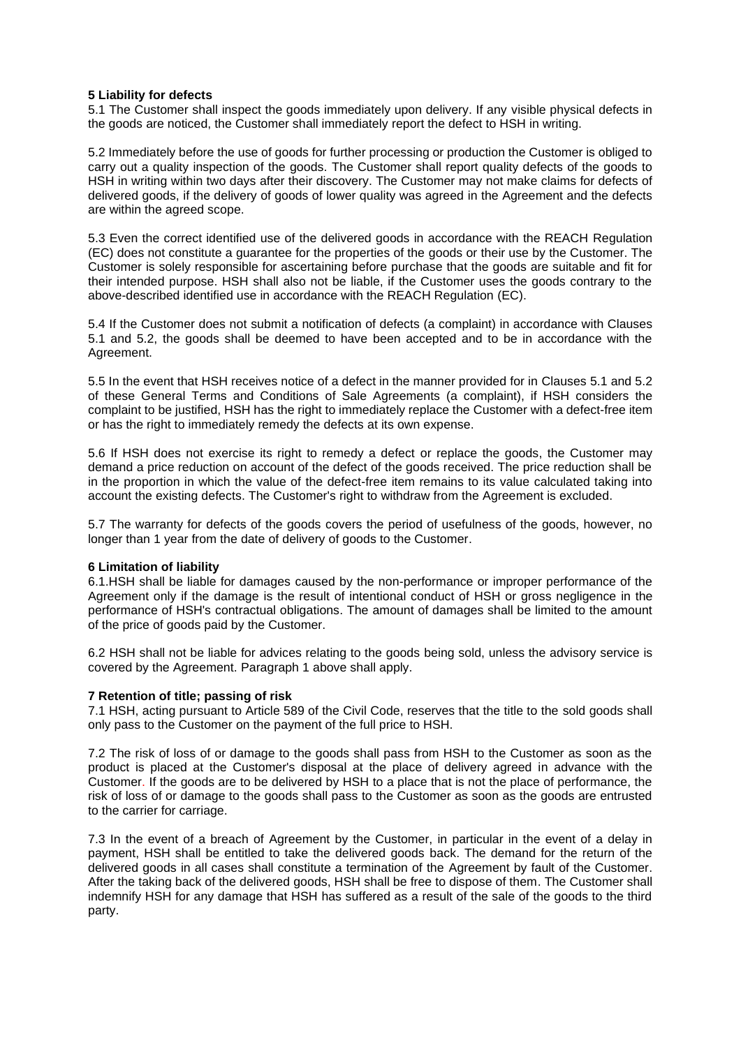**5 Liability for defects**

5.1 The Customer shall inspect the goods immediately upon delivery. If any visible physical defects in the goods are noticed, the Customer shall immediately report the defect to HSH in writing.

5.2 Immediately before the use of goods for further processing or production the Customer is obliged to carry out a quality inspection of the goods. The Customer shall report quality defects of the goods to HSH in writing within two days after their discovery. The Customer may not make claims for defects of delivered goods, if the delivery of goods of lower quality was agreed in the Agreement and the defects are within the agreed scope.

5.3 Even the correct identified use of the delivered goods in accordance with the REACH Regulation (EC) does not constitute a guarantee for the properties of the goods or their use by the Customer. The Customer is solely responsible for ascertaining before purchase that the goods are suitable and fit for their intended purpose. HSH shall also not be liable, if the Customer uses the goods contrary to the above-described identified use in accordance with the REACH Regulation (EC).

5.4 If the Customer does not submit a notification of defects (a complaint) in accordance with Clauses 5.1 and 5.2, the goods shall be deemed to have been accepted and to be in accordance with the Agreement.

5.5 In the event that HSH receives notice of a defect in the manner provided for in Clauses 5.1 and 5.2 of these General Terms and Conditions of Sale Agreements (a complaint), if HSH considers the complaint to be justified, HSH has the right to immediately replace the Customer with a defect-free item or has the right to immediately remedy the defects at its own expense.

5.6 If HSH does not exercise its right to remedy a defect or replace the goods, the Customer may demand a price reduction on account of the defect of the goods received. The price reduction shall be in the proportion in which the value of the defect-free item remains to its value calculated taking into account the existing defects. The Customer's right to withdraw from the Agreement is excluded.

5.7 The warranty for defects of the goods covers the period of usefulness of the goods, however, no longer than 1 year from the date of delivery of goods to the Customer.

**6 Limitation of liability**

6.1.HSH shall be liable for damages caused by the non-performance or improper performance of the Agreement only if the damage is the result of intentional conduct of HSH or gross negligence in the performance of HSH's contractual obligations. The amount of damages shall be limited to the amount of the price of goods paid by the Customer.

6.2 HSH shall not be liable for advices relating to the goods being sold, unless the advisory service is covered by the Agreement. Paragraph 1 above shall apply.

**7 Retention of title; passing of risk**

7.1 HSH, acting pursuant to Article 589 of the Civil Code, reserves that the title to the sold goods shall only pass to the Customer on the payment of the full price to HSH.

7.2 The risk of loss of or damage to the goods shall pass from HSH to the Customer as soon as the product is placed at the Customer's disposal at the place of delivery agreed in advance with the Customer. If the goods are to be delivered by HSH to a place that is not the place of performance, the risk of loss of or damage to the goods shall pass to the Customer as soon as the goods are entrusted to the carrier for carriage.

7.3 In the event of a breach of Agreement by the Customer, in particular in the event of a delay in payment, HSH shall be entitled to take the delivered goods back. The demand for the return of the delivered goods in all cases shall constitute a termination of the Agreement by fault of the Customer. After the taking back of the delivered goods, HSH shall be free to dispose of them. The Customer shall indemnify HSH for any damage that HSH has suffered as a result of the sale of the goods to the third party.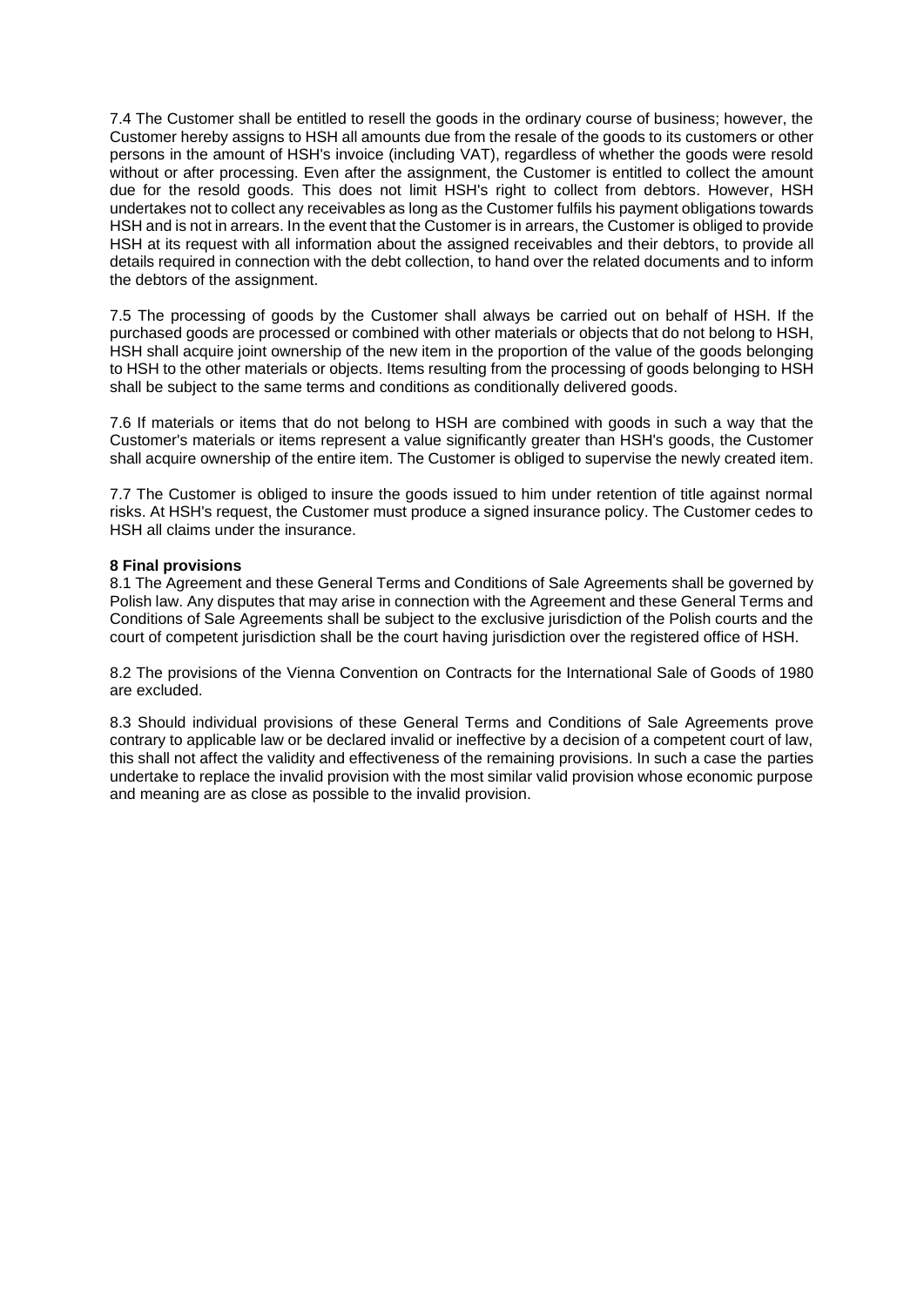7.4 The Customer shall be entitled to resell the goods in the ordinary course of business; however, the Customer hereby assigns to HSH all amounts due from the resale of the goods to its customers or other persons in the amount of HSH's invoice (including VAT), regardless of whether the goods were resold without or after processing. Even after the assignment, the Customer is entitled to collect the amount due for the resold goods. This does not limit HSH's right to collect from debtors. However, HSH undertakes not to collect any receivables as long as the Customer fulfils his payment obligations towards HSH and is not in arrears. In the event that the Customer is in arrears, the Customer is obliged to provide HSH at its request with all information about the assigned receivables and their debtors, to provide all details required in connection with the debt collection, to hand over the related documents and to inform the debtors of the assignment.

7.5 The processing of goods by the Customer shall always be carried out on behalf of HSH. If the purchased goods are processed or combined with other materials or objects that do not belong to HSH, HSH shall acquire joint ownership of the new item in the proportion of the value of the goods belonging to HSH to the other materials or objects. Items resulting from the processing of goods belonging to HSH shall be subject to the same terms and conditions as conditionally delivered goods.

7.6 If materials or items that do not belong to HSH are combined with goods in such a way that the Customer's materials or items represent a value significantly greater than HSH's goods, the Customer shall acquire ownership of the entire item. The Customer is obliged to supervise the newly created item.

7.7 The Customer is obliged to insure the goods issued to him under retention of title against normal risks. At HSH's request, the Customer must produce a signed insurance policy. The Customer cedes to HSH all claims under the insurance.

**8 Final provisions**

8.1 The Agreement and these General Terms and Conditions of Sale Agreements shall be governed by Polish law. Any disputes that may arise in connection with the Agreement and these General Terms and Conditions of Sale Agreements shall be subject to the exclusive jurisdiction of the Polish courts and the court of competent jurisdiction shall be the court having jurisdiction over the registered office of HSH.

8.2 The provisions of the Vienna Convention on Contracts for the International Sale of Goods of 1980 are excluded.

8.3 Should individual provisions of these General Terms and Conditions of Sale Agreements prove contrary to applicable law or be declared invalid or ineffective by a decision of a competent court of law, this shall not affect the validity and effectiveness of the remaining provisions. In such a case the parties undertake to replace the invalid provision with the most similar valid provision whose economic purpose and meaning are as close as possible to the invalid provision.